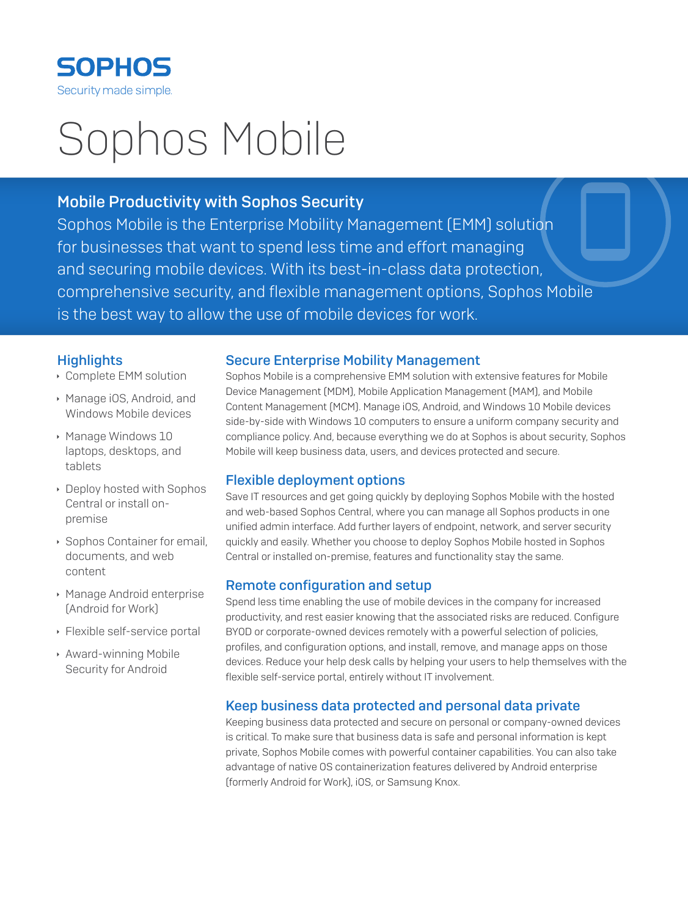SOPHOS

Security made simple.

# Sophos Mobile

## Mobile Productivity with Sophos Security

Sophos Mobile is the Enterprise Mobility Management (EMM) solution for businesses that want to spend less time and effort managing and securing mobile devices. With its best-in-class data protection, comprehensive security, and flexible management options, Sophos Mobile is the best way to allow the use of mobile devices for work.

### Highlights

- Complete EMM solution
- Manage iOS, Android, and Windows Mobile devices
- Manage Windows 10 laptops, desktops, and tablets
- Deploy hosted with Sophos Central or install on-premise
- Sophos Container for email, documents, and web content
- Manage Android enterprise (Android for Work)
- Flexible self-service portal
- Award-winning Mobile Security for Android

### Secure Enterprise Mobility Management

Sophos Mobile is a comprehensive EMM solution with extensive features for Mobile Device Management (MDM), Mobile Application Management (MAM), and Mobile Content Management (MCM). Manage iOS, Android, and Windows 10 Mobile devices side-by-side with Windows 10 computers to ensure a uniform company security and compliance policy. And, because everything we do at Sophos is about security, Sophos Mobile will keep business data, users, and devices protected and secure.

### Flexible deployment options

Save IT resources and get going quickly by deploying Sophos Mobile with the hosted and web-based Sophos Central, where you can manage all Sophos products in one unified admin interface. Add further layers of endpoint, network, and server security quickly and easily. Whether you choose to deploy Sophos Mobile hosted in Sophos Central or installed on-premise, features and functionality stay the same.

### Remote configuration and setup

Spend less time enabling the use of mobile devices in the company for increased productivity, and rest easier knowing that the associated risks are reduced. Configure BYOD or corporate-owned devices remotely with a powerful selection of policies, profiles, and configuration options, and install, remove, and manage apps on those devices. Reduce your help desk calls by helping your users to help themselves with the flexible self-service portal, entirely without IT involvement.

### Keep business data protected and personal data private

Keeping business data protected and secure on personal or company-owned devices is critical. To make sure that business data is safe and personal information is kept private, Sophos Mobile comes with powerful container capabilities. You can also take advantage of native OS containerization features delivered by Android enterprise (formerly Android for Work), iOS, or Samsung Knox.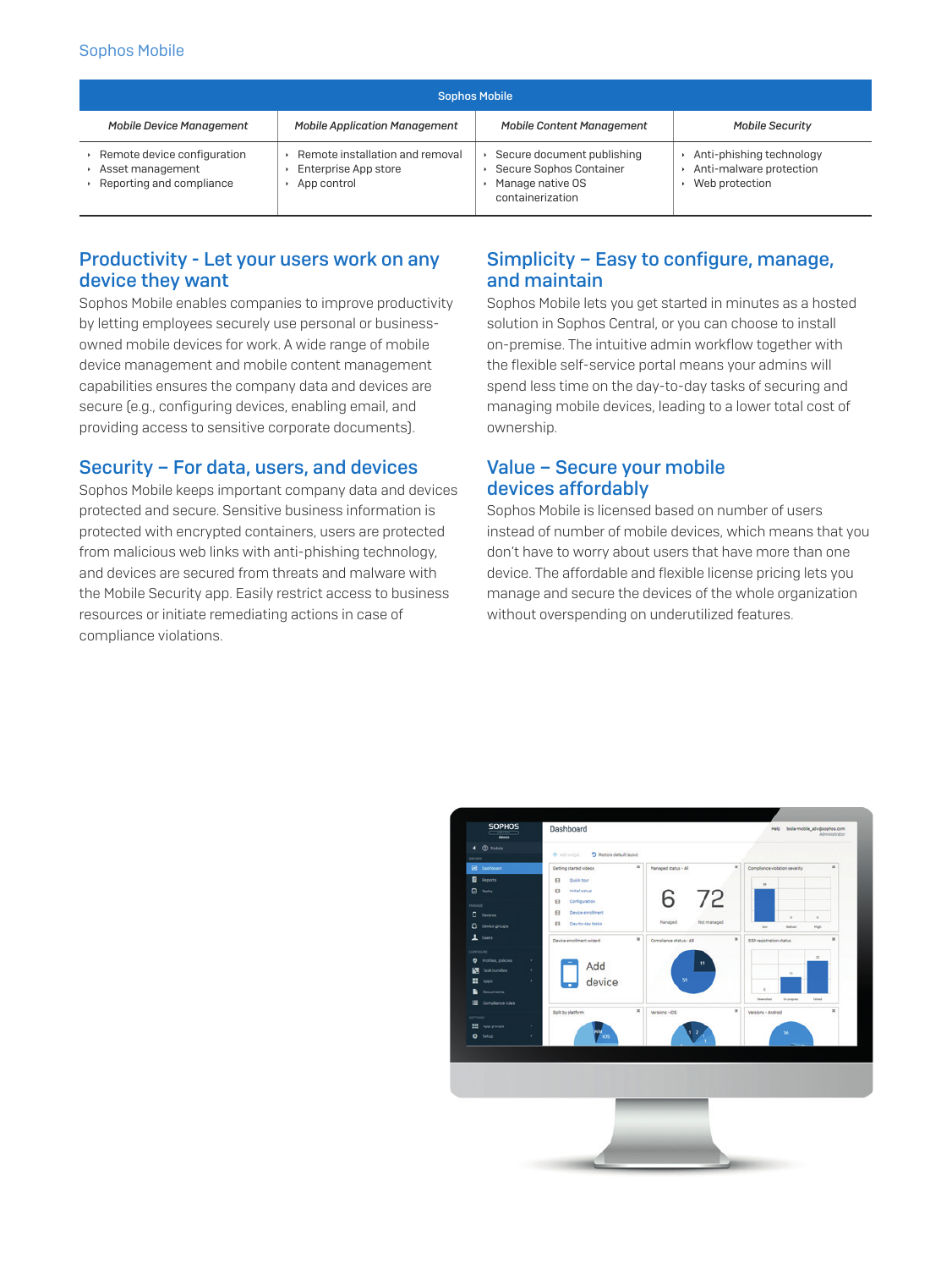Sophos Mobile

| Sophos Mobile | | | |
|---|---|---|---|
| *Mobile Device Management* | *Mobile Application Management* | *Mobile Content Management* | *Mobile Security* |
| ‣ Remote device configuration<br>‣ Asset management<br>‣ Reporting and compliance | ‣ Remote installation and removal<br>‣ Enterprise App store<br>‣ App control | ‣ Secure document publishing<br>‣ Secure Sophos Container<br>‣ Manage native OS containerization | ‣ Anti-phishing technology<br>‣ Anti-malware protection<br>‣ Web protection |

## Productivity - Let your users work on any device they want

Sophos Mobile enables companies to improve productivity by letting employees securely use personal or business-owned mobile devices for work. A wide range of mobile device management and mobile content management capabilities ensures the company data and devices are secure (e.g., configuring devices, enabling email, and providing access to sensitive corporate documents).

## Security – For data, users, and devices

Sophos Mobile keeps important company data and devices protected and secure. Sensitive business information is protected with encrypted containers, users are protected from malicious web links with anti-phishing technology, and devices are secured from threats and malware with the Mobile Security app. Easily restrict access to business resources or initiate remediating actions in case of compliance violations.

## Simplicity – Easy to configure, manage, and maintain

Sophos Mobile lets you get started in minutes as a hosted solution in Sophos Central, or you can choose to install on-premise. The intuitive admin workflow together with the flexible self-service portal means your admins will spend less time on the day-to-day tasks of securing and managing mobile devices, leading to a lower total cost of ownership.

## Value – Secure your mobile devices affordably

Sophos Mobile is licensed based on number of users instead of number of mobile devices, which means that you don't have to worry about users that have more than one device. The affordable and flexible license pricing lets you manage and secure the devices of the whole organization without overspending on underutilized features.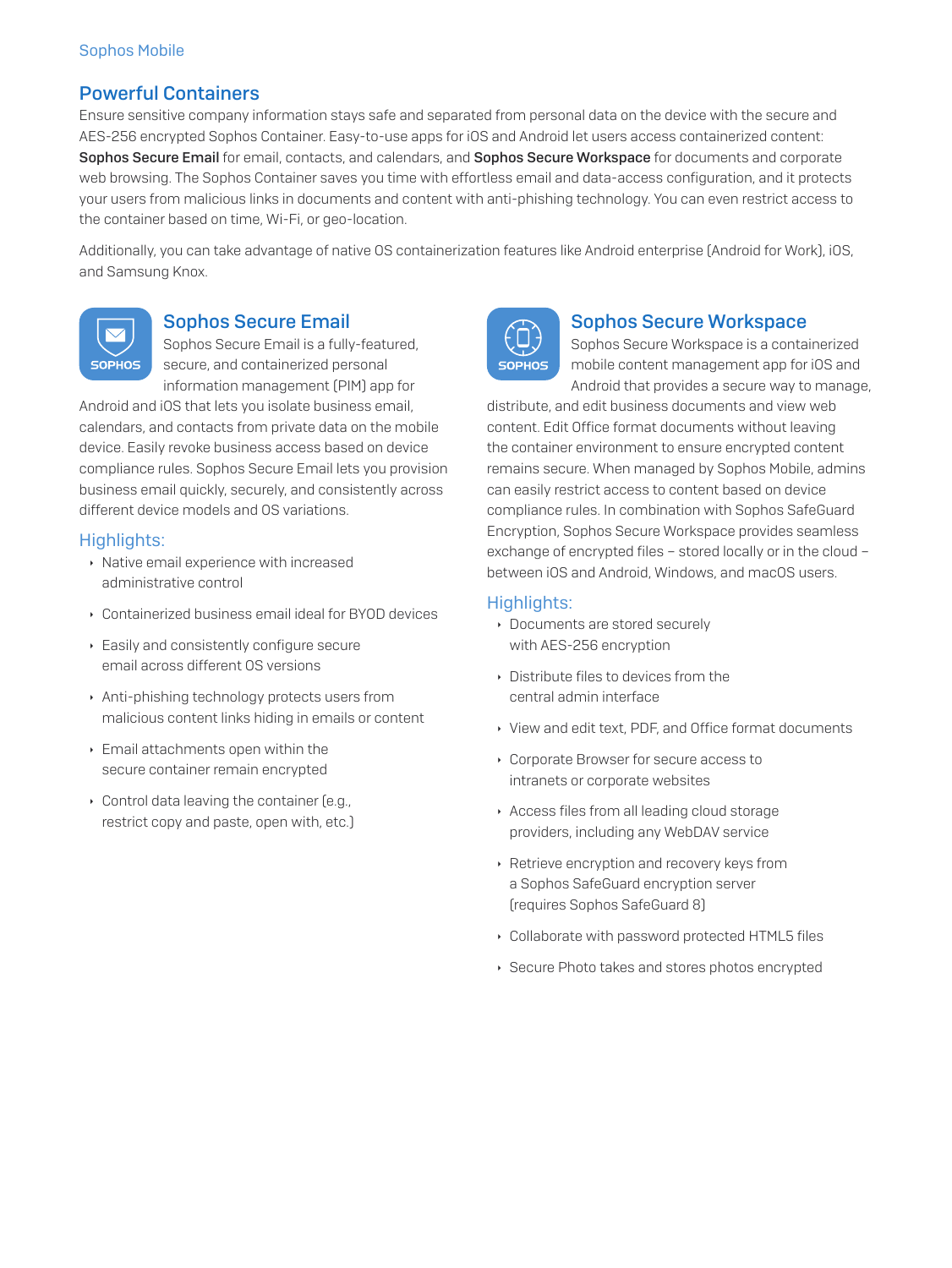## Powerful Containers

Ensure sensitive company information stays safe and separated from personal data on the device with the secure and AES-256 encrypted Sophos Container. Easy-to-use apps for iOS and Android let users access containerized content: **Sophos Secure Email** for email, contacts, and calendars, and **Sophos Secure Workspace** for documents and corporate web browsing. The Sophos Container saves you time with effortless email and data-access configuration, and it protects your users from malicious links in documents and content with anti-phishing technology. You can even restrict access to the container based on time, Wi-Fi, or geo-location.

Additionally, you can take advantage of native OS containerization features like Android enterprise (Android for Work), iOS, and Samsung Knox.

### Sophos Secure Email

Sophos Secure Email is a fully-featured, secure, and containerized personal information management (PIM) app for Android and iOS that lets you isolate business email, calendars, and contacts from private data on the mobile device. Easily revoke business access based on device compliance rules. Sophos Secure Email lets you provision business email quickly, securely, and consistently across different device models and OS variations.

#### Highlights:

- Native email experience with increased administrative control
- Containerized business email ideal for BYOD devices
- Easily and consistently configure secure email across different OS versions
- Anti-phishing technology protects users from malicious content links hiding in emails or content
- Email attachments open within the secure container remain encrypted
- Control data leaving the container (e.g., restrict copy and paste, open with, etc.)

### Sophos Secure Workspace

Sophos Secure Workspace is a containerized mobile content management app for iOS and Android that provides a secure way to manage, distribute, and edit business documents and view web content. Edit Office format documents without leaving the container environment to ensure encrypted content remains secure. When managed by Sophos Mobile, admins can easily restrict access to content based on device compliance rules. In combination with Sophos SafeGuard Encryption, Sophos Secure Workspace provides seamless exchange of encrypted files – stored locally or in the cloud – between iOS and Android, Windows, and macOS users.

#### Highlights:

- Documents are stored securely with AES-256 encryption
- Distribute files to devices from the central admin interface
- View and edit text, PDF, and Office format documents
- Corporate Browser for secure access to intranets or corporate websites
- Access files from all leading cloud storage providers, including any WebDAV service
- Retrieve encryption and recovery keys from a Sophos SafeGuard encryption server (requires Sophos SafeGuard 8)
- Collaborate with password protected HTML5 files
- Secure Photo takes and stores photos encrypted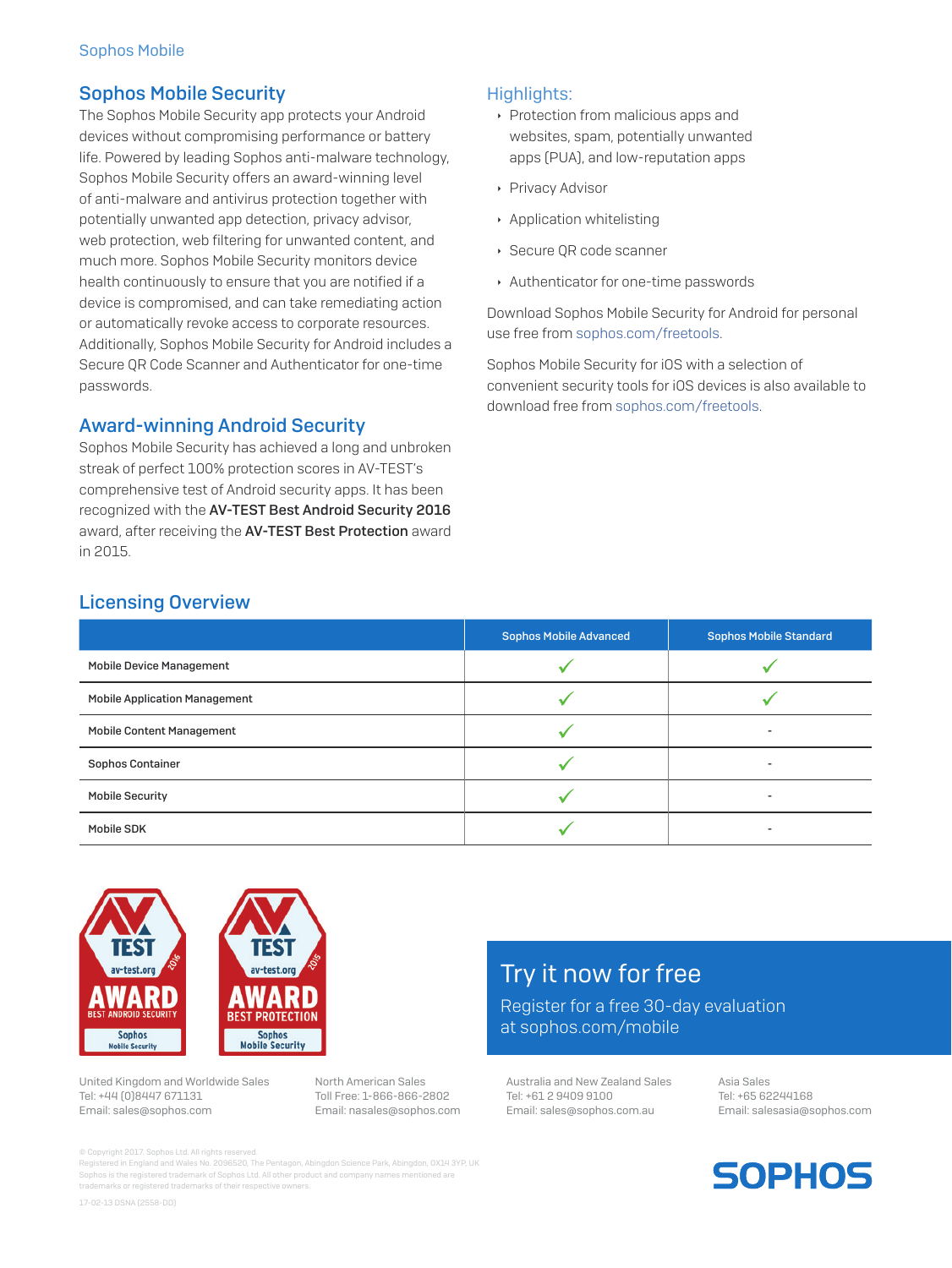## Sophos Mobile Security

The Sophos Mobile Security app protects your Android devices without compromising performance or battery life. Powered by leading Sophos anti-malware technology, Sophos Mobile Security offers an award-winning level of anti-malware and antivirus protection together with potentially unwanted app detection, privacy advisor, web protection, web filtering for unwanted content, and much more. Sophos Mobile Security monitors device health continuously to ensure that you are notified if a device is compromised, and can take remediating action or automatically revoke access to corporate resources. Additionally, Sophos Mobile Security for Android includes a Secure QR Code Scanner and Authenticator for one-time passwords.

## Award-winning Android Security

Sophos Mobile Security has achieved a long and unbroken streak of perfect 100% protection scores in AV-TEST's comprehensive test of Android security apps. It has been recognized with the **AV-TEST Best Android Security 2016** award, after receiving the **AV-TEST Best Protection** award in 2015.

## Highlights:

- Protection from malicious apps and websites, spam, potentially unwanted apps (PUA), and low-reputation apps
- Privacy Advisor
- Application whitelisting
- Secure QR code scanner
- Authenticator for one-time passwords

Download Sophos Mobile Security for Android for personal use free from sophos.com/freetools.

Sophos Mobile Security for iOS with a selection of convenient security tools for iOS devices is also available to download free from sophos.com/freetools.

## Licensing Overview

| | Sophos Mobile Advanced | Sophos Mobile Standard |
|---|---|---|
| Mobile Device Management | ✓ | ✓ |
| Mobile Application Management | ✓ | ✓ |
| Mobile Content Management | ✓ | - |
| Sophos Container | ✓ | - |
| Mobile Security | ✓ | - |
| Mobile SDK | ✓ | - |

## Try it now for free

Register for a free 30-day evaluation at sophos.com/mobile

United Kingdom and Worldwide Sales
Tel: +44 (0)8447 671131
Email: sales@sophos.com

North American Sales
Toll Free: 1-866-866-2802
Email: nasales@sophos.com

Australia and New Zealand Sales
Tel: +61 2 9409 9100
Email: sales@sophos.com.au

Asia Sales
Tel: +65 62244168
Email: salesasia@sophos.com

© Copyright 2017. Sophos Ltd. All rights reserved.
Registered in England and Wales No. 2096520, The Pentagon, Abingdon Science Park, Abingdon, OX14 3YP, UK
Sophos is the registered trademark of Sophos Ltd. All other product and company names mentioned are trademarks or registered trademarks of their respective owners.

17-02-13 DSNA (2558-DD)